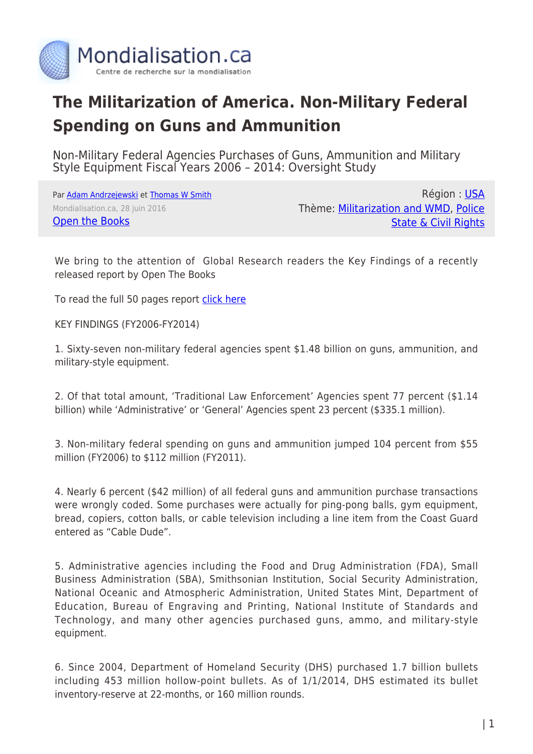# The Militarization of America. Non-Military Federal Spending on Guns and Ammunition

Non-Military Federal Agencies Purchases of Guns, Ammunition and Military Style Equipment Fiscal Years 2006 – 2014: Oversight Study

Par Adam Andrzejewski et Thomas W Smith
Mondialisation.ca, 28 juin 2016
Open the Books

Région : USA
Thème: Militarization and WMD, Police State & Civil Rights

We bring to the attention of Global Research readers the Key Findings of a recently released report by Open The Books

To read the full 50 pages report click here

KEY FINDINGS (FY2006-FY2014)

1. Sixty-seven non-military federal agencies spent $1.48 billion on guns, ammunition, and military-style equipment.

2. Of that total amount, 'Traditional Law Enforcement' Agencies spent 77 percent ($1.14 billion) while 'Administrative' or 'General' Agencies spent 23 percent ($335.1 million).

3. Non-military federal spending on guns and ammunition jumped 104 percent from $55 million (FY2006) to $112 million (FY2011).

4. Nearly 6 percent ($42 million) of all federal guns and ammunition purchase transactions were wrongly coded. Some purchases were actually for ping-pong balls, gym equipment, bread, copiers, cotton balls, or cable television including a line item from the Coast Guard entered as "Cable Dude".

5. Administrative agencies including the Food and Drug Administration (FDA), Small Business Administration (SBA), Smithsonian Institution, Social Security Administration, National Oceanic and Atmospheric Administration, United States Mint, Department of Education, Bureau of Engraving and Printing, National Institute of Standards and Technology, and many other agencies purchased guns, ammo, and military-style equipment.

6. Since 2004, Department of Homeland Security (DHS) purchased 1.7 billion bullets including 453 million hollow-point bullets. As of 1/1/2014, DHS estimated its bullet inventory-reserve at 22-months, or 160 million rounds.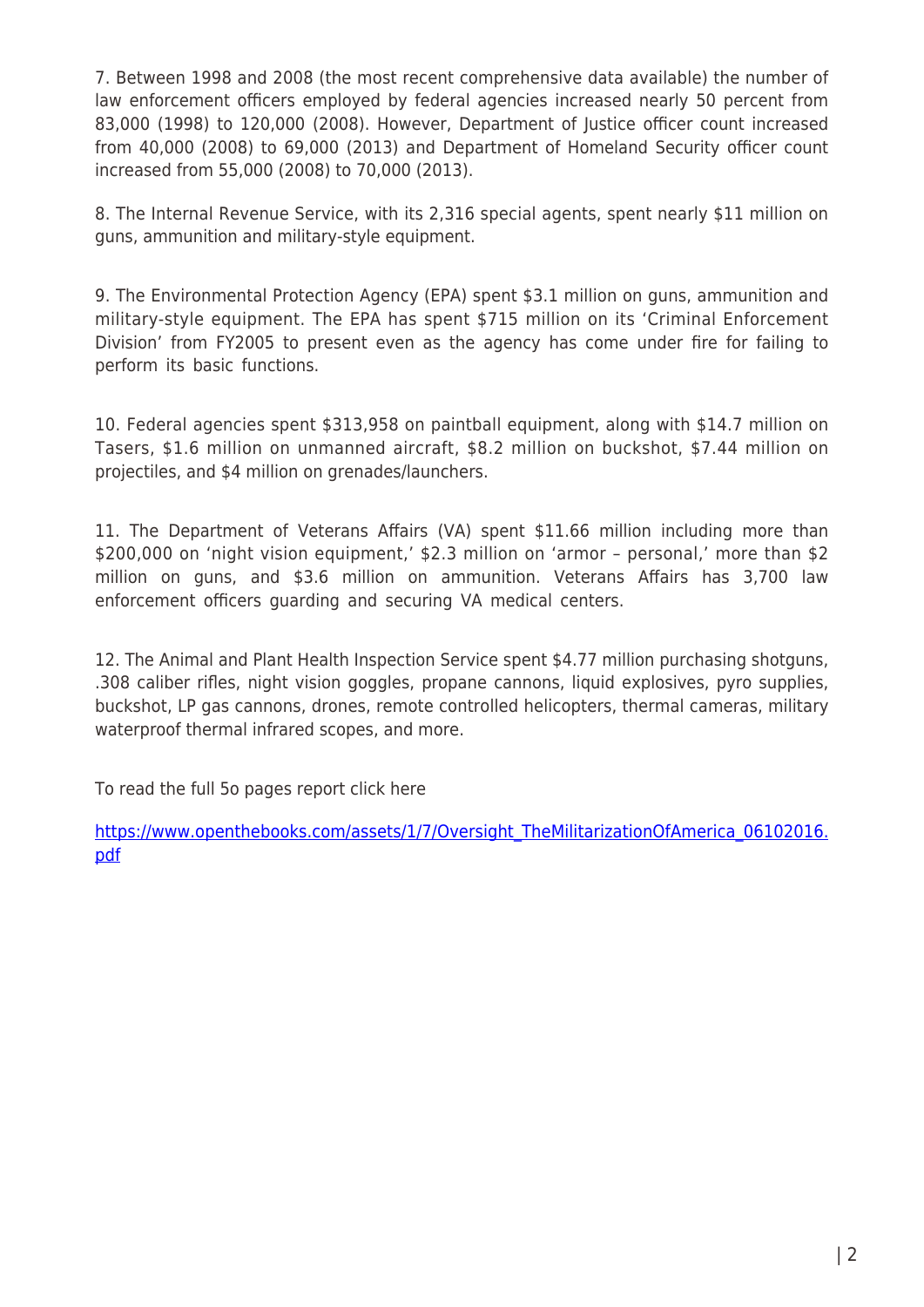7. Between 1998 and 2008 (the most recent comprehensive data available) the number of law enforcement officers employed by federal agencies increased nearly 50 percent from 83,000 (1998) to 120,000 (2008). However, Department of Justice officer count increased from 40,000 (2008) to 69,000 (2013) and Department of Homeland Security officer count increased from 55,000 (2008) to 70,000 (2013).

8. The Internal Revenue Service, with its 2,316 special agents, spent nearly $11 million on guns, ammunition and military-style equipment.

9. The Environmental Protection Agency (EPA) spent $3.1 million on guns, ammunition and military-style equipment. The EPA has spent $715 million on its 'Criminal Enforcement Division' from FY2005 to present even as the agency has come under fire for failing to perform its basic functions.

10. Federal agencies spent $313,958 on paintball equipment, along with $14.7 million on Tasers, $1.6 million on unmanned aircraft, $8.2 million on buckshot, $7.44 million on projectiles, and $4 million on grenades/launchers.

11. The Department of Veterans Affairs (VA) spent $11.66 million including more than $200,000 on 'night vision equipment,' $2.3 million on 'armor – personal,' more than $2 million on guns, and $3.6 million on ammunition. Veterans Affairs has 3,700 law enforcement officers guarding and securing VA medical centers.

12. The Animal and Plant Health Inspection Service spent $4.77 million purchasing shotguns, .308 caliber rifles, night vision goggles, propane cannons, liquid explosives, pyro supplies, buckshot, LP gas cannons, drones, remote controlled helicopters, thermal cameras, military waterproof thermal infrared scopes, and more.

To read the full 5o pages report click here

[https://www.openthebooks.com/assets/1/7/Oversight_TheMilitarizationOfAmerica_06102016.pdf](https://www.openthebooks.com/assets/1/7/Oversight_TheMilitarizationOfAmerica_06102016.pdf)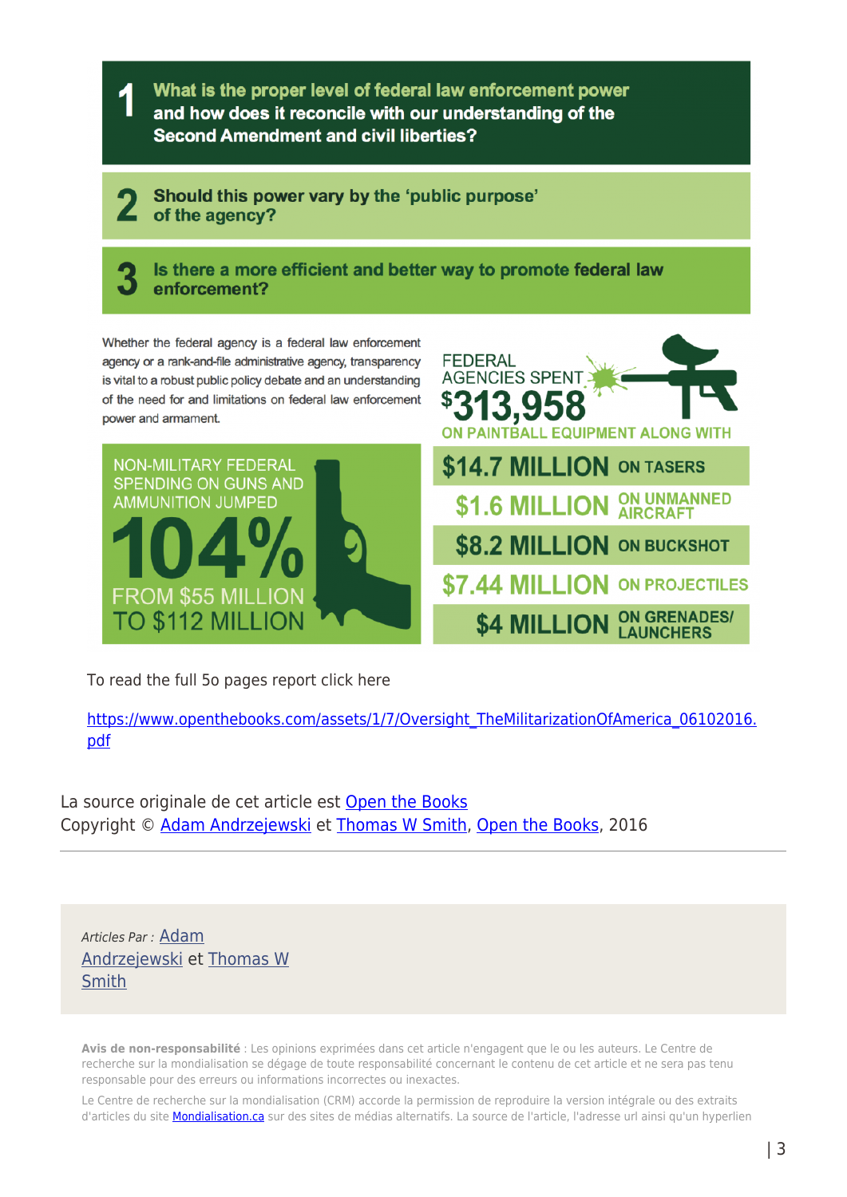1 What is the proper level of federal law enforcement power and how does it reconcile with our understanding of the Second Amendment and civil liberties?

2 Should this power vary by the 'public purpose' of the agency?

3 Is there a more efficient and better way to promote federal law enforcement?

Whether the federal agency is a federal law enforcement agency or a rank-and-file administrative agency, transparency is vital to a robust public policy debate and an understanding of the need for and limitations on federal law enforcement power and armament.

FEDERAL AGENCIES SPENT $313,958 ON PAINTBALL EQUIPMENT ALONG WITH

NON-MILITARY FEDERAL SPENDING ON GUNS AND AMMUNITION JUMPED 104% FROM $55 MILLION TO $112 MILLION

$14.7 MILLION ON TASERS

$1.6 MILLION ON UNMANNED AIRCRAFT

$8.2 MILLION ON BUCKSHOT

$7.44 MILLION ON PROJECTILES

$4 MILLION ON GRENADES/ LAUNCHERS

To read the full 5o pages report click here

https://www.openthebooks.com/assets/1/7/Oversight_TheMilitarizationOfAmerica_06102016.pdf

La source originale de cet article est Open the Books
Copyright © Adam Andrzejewski et Thomas W Smith, Open the Books, 2016

---

*Articles Par :* Adam Andrzejewski et Thomas W Smith

**Avis de non-responsabilité** : Les opinions exprimées dans cet article n'engagent que le ou les auteurs. Le Centre de recherche sur la mondialisation se dégage de toute responsabilité concernant le contenu de cet article et ne sera pas tenu responsable pour des erreurs ou informations incorrectes ou inexactes.

Le Centre de recherche sur la mondialisation (CRM) accorde la permission de reproduire la version intégrale ou des extraits d'articles du site Mondialisation.ca sur des sites de médias alternatifs. La source de l'article, l'adresse url ainsi qu'un hyperlien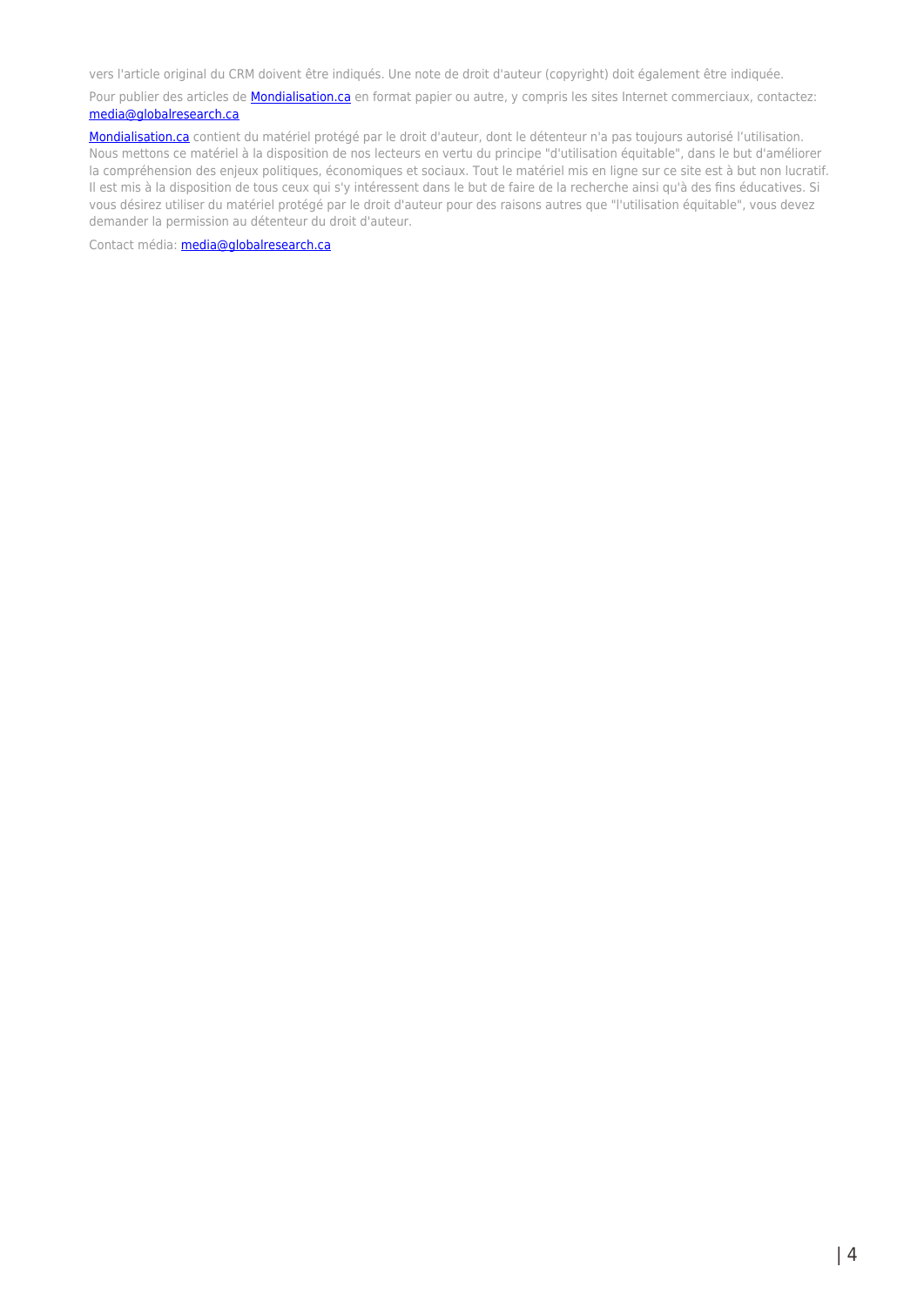vers l'article original du CRM doivent être indiqués. Une note de droit d'auteur (copyright) doit également être indiquée.

Pour publier des articles de [Mondialisation.ca](Mondialisation.ca) en format papier ou autre, y compris les sites Internet commerciaux, contactez: [media@globalresearch.ca](mailto:media@globalresearch.ca)

[Mondialisation.ca](Mondialisation.ca) contient du matériel protégé par le droit d'auteur, dont le détenteur n'a pas toujours autorisé l'utilisation. Nous mettons ce matériel à la disposition de nos lecteurs en vertu du principe "d'utilisation équitable", dans le but d'améliorer la compréhension des enjeux politiques, économiques et sociaux. Tout le matériel mis en ligne sur ce site est à but non lucratif. Il est mis à la disposition de tous ceux qui s'y intéressent dans le but de faire de la recherche ainsi qu'à des fins éducatives. Si vous désirez utiliser du matériel protégé par le droit d'auteur pour des raisons autres que "l'utilisation équitable", vous devez demander la permission au détenteur du droit d'auteur.

Contact média: [media@globalresearch.ca](mailto:media@globalresearch.ca)